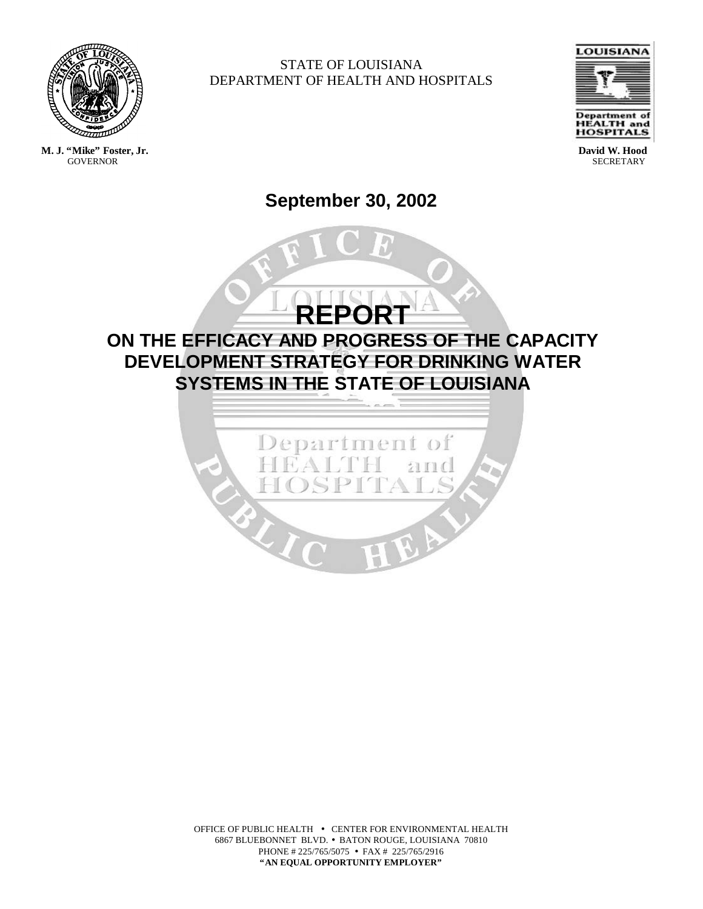STATE OF LOUISIANA
DEPARTMENT OF HEALTH AND HOSPITALS

**M. J. "Mike" Foster, Jr.**
GOVERNOR

**David W. Hood**
SECRETARY

**September 30, 2002**

# REPORT

## ON THE EFFICACY AND PROGRESS OF THE CAPACITY DEVELOPMENT STRATEGY FOR DRINKING WATER SYSTEMS IN THE STATE OF LOUISIANA

OFFICE OF PUBLIC HEALTH • CENTER FOR ENVIRONMENTAL HEALTH
6867 BLUEBONNET BLVD. • BATON ROUGE, LOUISIANA 70810
PHONE # 225/765/5075 • FAX # 225/765/2916
**"AN EQUAL OPPORTUNITY EMPLOYER"**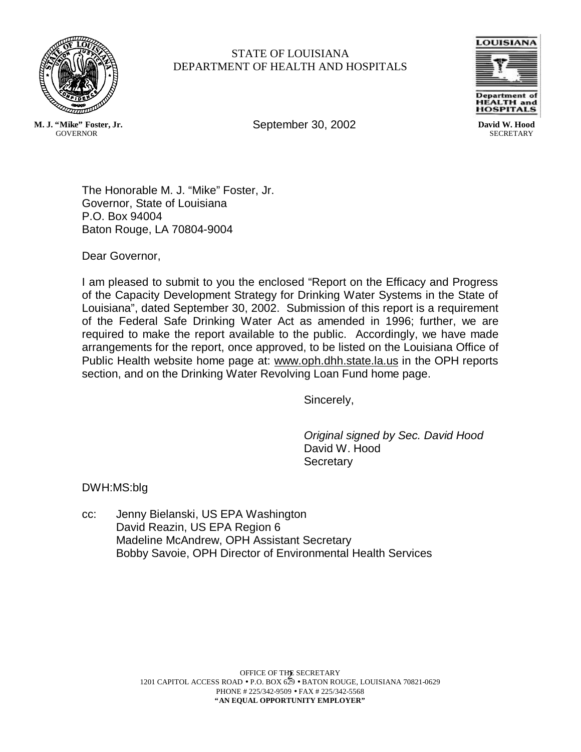STATE OF LOUISIANA
DEPARTMENT OF HEALTH AND HOSPITALS

**M. J. "Mike" Foster, Jr.**
GOVERNOR

September 30, 2002

**David W. Hood**
SECRETARY

The Honorable M. J. "Mike" Foster, Jr.
Governor, State of Louisiana
P.O. Box 94004
Baton Rouge, LA 70804-9004

Dear Governor,

I am pleased to submit to you the enclosed "Report on the Efficacy and Progress of the Capacity Development Strategy for Drinking Water Systems in the State of Louisiana", dated September 30, 2002. Submission of this report is a requirement of the Federal Safe Drinking Water Act as amended in 1996; further, we are required to make the report available to the public. Accordingly, we have made arrangements for the report, once approved, to be listed on the Louisiana Office of Public Health website home page at: www.oph.dhh.state.la.us in the OPH reports section, and on the Drinking Water Revolving Loan Fund home page.

Sincerely,

*Original signed by Sec. David Hood*
David W. Hood
Secretary

DWH:MS:blg

cc: Jenny Bielanski, US EPA Washington
David Reazin, US EPA Region 6
Madeline McAndrew, OPH Assistant Secretary
Bobby Savoie, OPH Director of Environmental Health Services

OFFICE OF THE SECRETARY
1201 CAPITOL ACCESS ROAD • P.O. BOX 629 • BATON ROUGE, LOUISIANA 70821-0629
PHONE # 225/342-9509 • FAX # 225/342-5568
**"AN EQUAL OPPORTUNITY EMPLOYER"**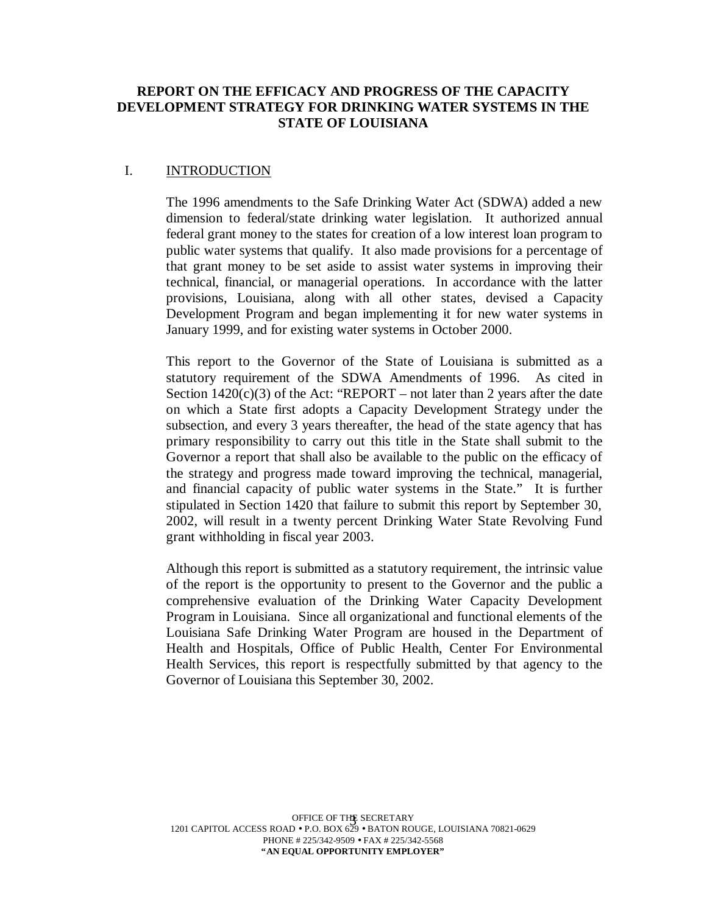# REPORT ON THE EFFICACY AND PROGRESS OF THE CAPACITY DEVELOPMENT STRATEGY FOR DRINKING WATER SYSTEMS IN THE STATE OF LOUISIANA

## I. INTRODUCTION

The 1996 amendments to the Safe Drinking Water Act (SDWA) added a new dimension to federal/state drinking water legislation. It authorized annual federal grant money to the states for creation of a low interest loan program to public water systems that qualify. It also made provisions for a percentage of that grant money to be set aside to assist water systems in improving their technical, financial, or managerial operations. In accordance with the latter provisions, Louisiana, along with all other states, devised a Capacity Development Program and began implementing it for new water systems in January 1999, and for existing water systems in October 2000.

This report to the Governor of the State of Louisiana is submitted as a statutory requirement of the SDWA Amendments of 1996. As cited in Section 1420(c)(3) of the Act: "REPORT – not later than 2 years after the date on which a State first adopts a Capacity Development Strategy under the subsection, and every 3 years thereafter, the head of the state agency that has primary responsibility to carry out this title in the State shall submit to the Governor a report that shall also be available to the public on the efficacy of the strategy and progress made toward improving the technical, managerial, and financial capacity of public water systems in the State." It is further stipulated in Section 1420 that failure to submit this report by September 30, 2002, will result in a twenty percent Drinking Water State Revolving Fund grant withholding in fiscal year 2003.

Although this report is submitted as a statutory requirement, the intrinsic value of the report is the opportunity to present to the Governor and the public a comprehensive evaluation of the Drinking Water Capacity Development Program in Louisiana. Since all organizational and functional elements of the Louisiana Safe Drinking Water Program are housed in the Department of Health and Hospitals, Office of Public Health, Center For Environmental Health Services, this report is respectfully submitted by that agency to the Governor of Louisiana this September 30, 2002.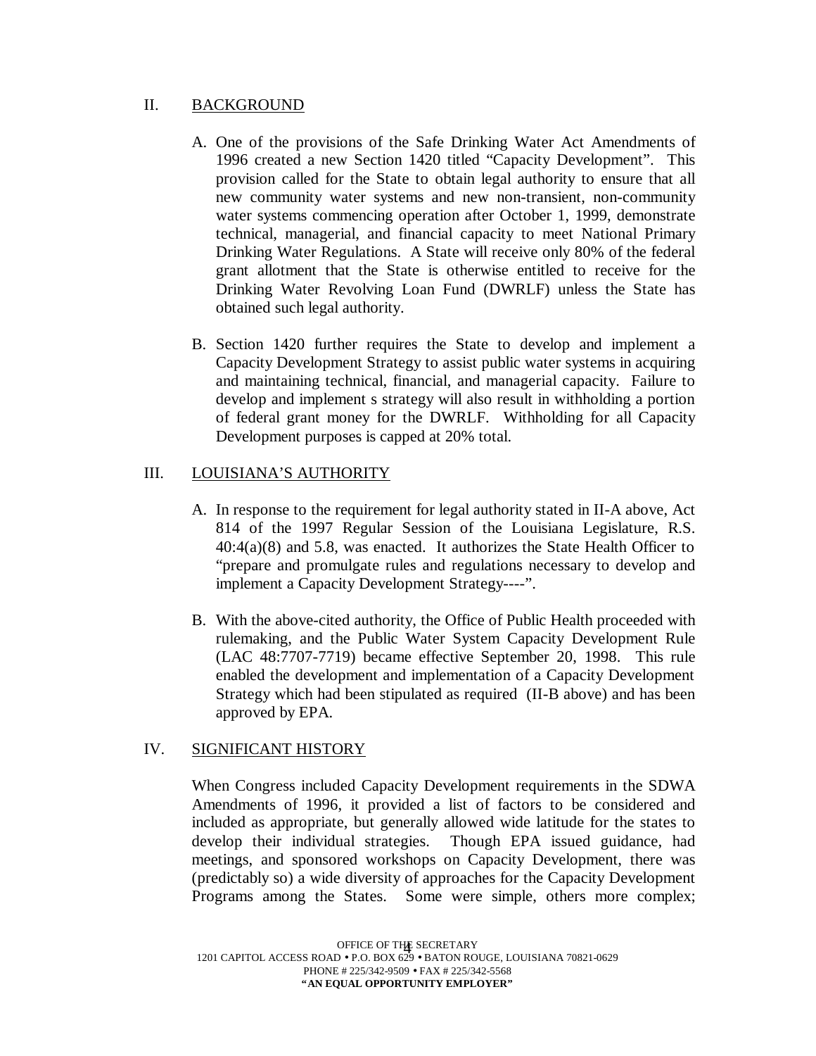## II. BACKGROUND

A. One of the provisions of the Safe Drinking Water Act Amendments of 1996 created a new Section 1420 titled "Capacity Development". This provision called for the State to obtain legal authority to ensure that all new community water systems and new non-transient, non-community water systems commencing operation after October 1, 1999, demonstrate technical, managerial, and financial capacity to meet National Primary Drinking Water Regulations. A State will receive only 80% of the federal grant allotment that the State is otherwise entitled to receive for the Drinking Water Revolving Loan Fund (DWRLF) unless the State has obtained such legal authority.

B. Section 1420 further requires the State to develop and implement a Capacity Development Strategy to assist public water systems in acquiring and maintaining technical, financial, and managerial capacity. Failure to develop and implement s strategy will also result in withholding a portion of federal grant money for the DWRLF. Withholding for all Capacity Development purposes is capped at 20% total.

## III. LOUISIANA'S AUTHORITY

A. In response to the requirement for legal authority stated in II-A above, Act 814 of the 1997 Regular Session of the Louisiana Legislature, R.S. 40:4(a)(8) and 5.8, was enacted. It authorizes the State Health Officer to "prepare and promulgate rules and regulations necessary to develop and implement a Capacity Development Strategy----".

B. With the above-cited authority, the Office of Public Health proceeded with rulemaking, and the Public Water System Capacity Development Rule (LAC 48:7707-7719) became effective September 20, 1998. This rule enabled the development and implementation of a Capacity Development Strategy which had been stipulated as required (II-B above) and has been approved by EPA.

## IV. SIGNIFICANT HISTORY

When Congress included Capacity Development requirements in the SDWA Amendments of 1996, it provided a list of factors to be considered and included as appropriate, but generally allowed wide latitude for the states to develop their individual strategies. Though EPA issued guidance, had meetings, and sponsored workshops on Capacity Development, there was (predictably so) a wide diversity of approaches for the Capacity Development Programs among the States. Some were simple, others more complex;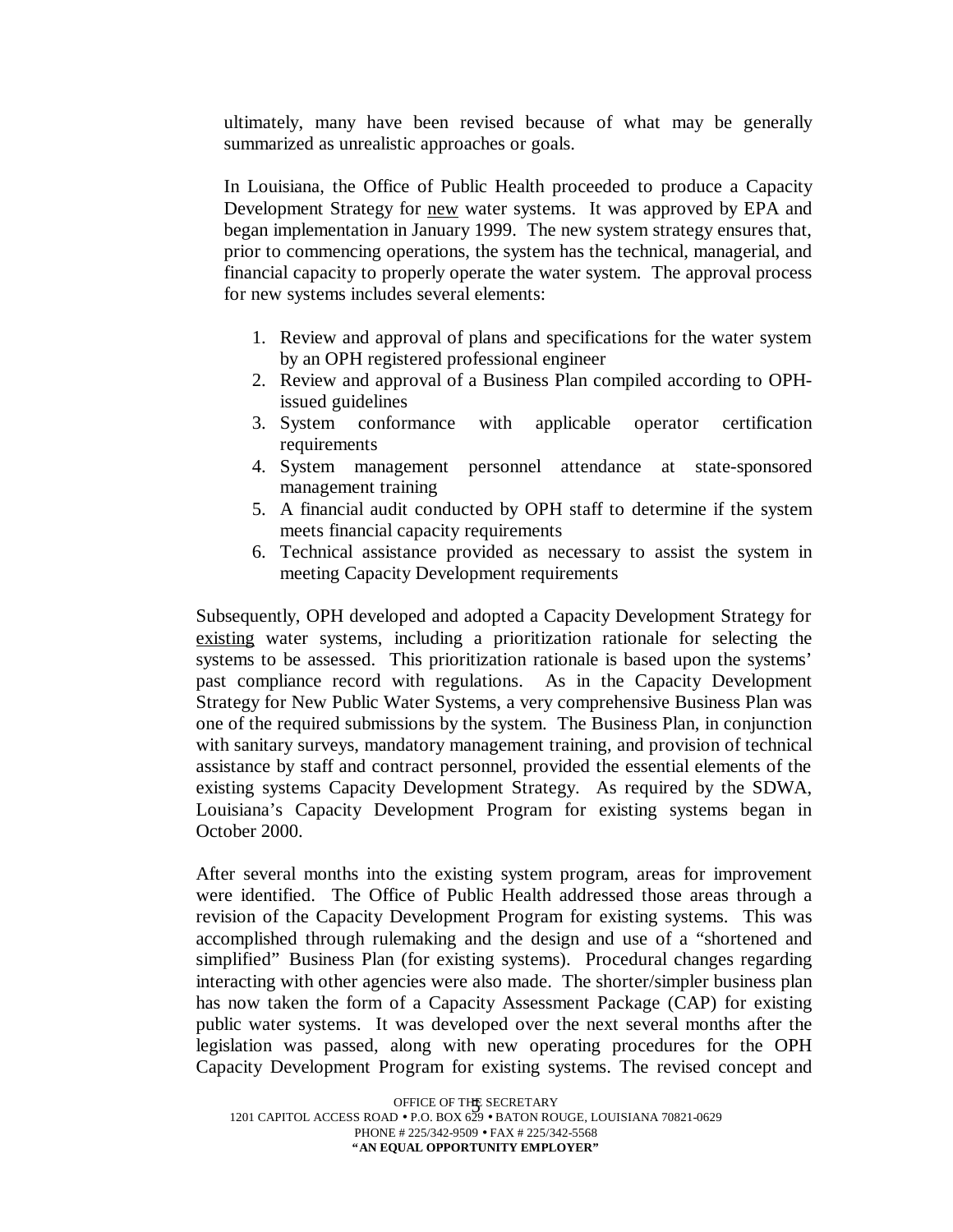ultimately, many have been revised because of what may be generally summarized as unrealistic approaches or goals.

In Louisiana, the Office of Public Health proceeded to produce a Capacity Development Strategy for new water systems. It was approved by EPA and began implementation in January 1999. The new system strategy ensures that, prior to commencing operations, the system has the technical, managerial, and financial capacity to properly operate the water system. The approval process for new systems includes several elements:

1. Review and approval of plans and specifications for the water system by an OPH registered professional engineer
2. Review and approval of a Business Plan compiled according to OPH-issued guidelines
3. System conformance with applicable operator certification requirements
4. System management personnel attendance at state-sponsored management training
5. A financial audit conducted by OPH staff to determine if the system meets financial capacity requirements
6. Technical assistance provided as necessary to assist the system in meeting Capacity Development requirements

Subsequently, OPH developed and adopted a Capacity Development Strategy for existing water systems, including a prioritization rationale for selecting the systems to be assessed. This prioritization rationale is based upon the systems' past compliance record with regulations. As in the Capacity Development Strategy for New Public Water Systems, a very comprehensive Business Plan was one of the required submissions by the system. The Business Plan, in conjunction with sanitary surveys, mandatory management training, and provision of technical assistance by staff and contract personnel, provided the essential elements of the existing systems Capacity Development Strategy. As required by the SDWA, Louisiana's Capacity Development Program for existing systems began in October 2000.

After several months into the existing system program, areas for improvement were identified. The Office of Public Health addressed those areas through a revision of the Capacity Development Program for existing systems. This was accomplished through rulemaking and the design and use of a "shortened and simplified" Business Plan (for existing systems). Procedural changes regarding interacting with other agencies were also made. The shorter/simpler business plan has now taken the form of a Capacity Assessment Package (CAP) for existing public water systems. It was developed over the next several months after the legislation was passed, along with new operating procedures for the OPH Capacity Development Program for existing systems. The revised concept and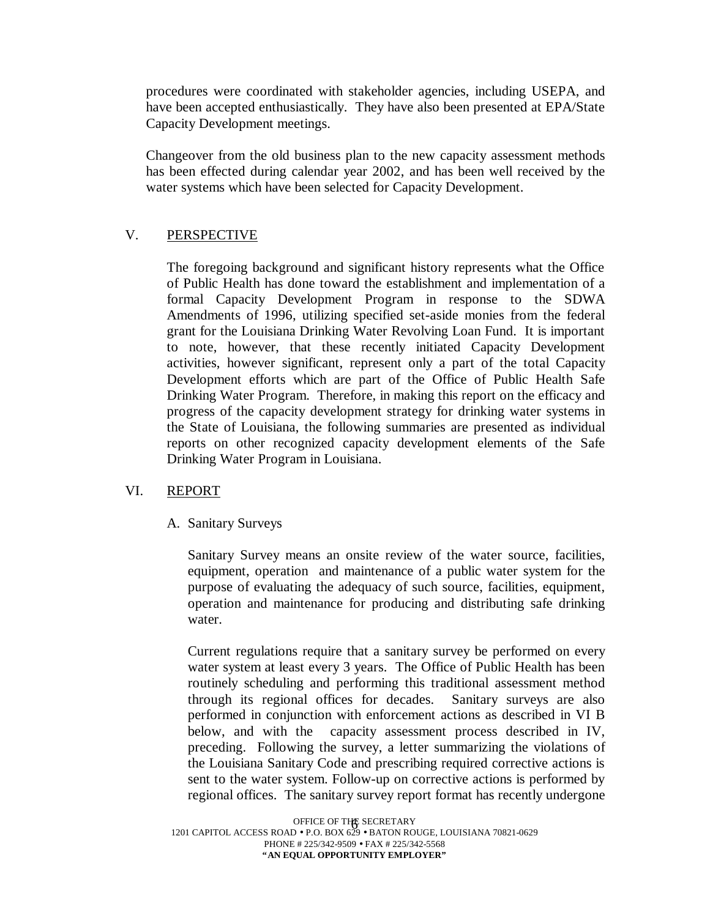procedures were coordinated with stakeholder agencies, including USEPA, and have been accepted enthusiastically. They have also been presented at EPA/State Capacity Development meetings.

Changeover from the old business plan to the new capacity assessment methods has been effected during calendar year 2002, and has been well received by the water systems which have been selected for Capacity Development.

## V. PERSPECTIVE

The foregoing background and significant history represents what the Office of Public Health has done toward the establishment and implementation of a formal Capacity Development Program in response to the SDWA Amendments of 1996, utilizing specified set-aside monies from the federal grant for the Louisiana Drinking Water Revolving Loan Fund. It is important to note, however, that these recently initiated Capacity Development activities, however significant, represent only a part of the total Capacity Development efforts which are part of the Office of Public Health Safe Drinking Water Program. Therefore, in making this report on the efficacy and progress of the capacity development strategy for drinking water systems in the State of Louisiana, the following summaries are presented as individual reports on other recognized capacity development elements of the Safe Drinking Water Program in Louisiana.

## VI. REPORT

### A. Sanitary Surveys

Sanitary Survey means an onsite review of the water source, facilities, equipment, operation and maintenance of a public water system for the purpose of evaluating the adequacy of such source, facilities, equipment, operation and maintenance for producing and distributing safe drinking water.

Current regulations require that a sanitary survey be performed on every water system at least every 3 years. The Office of Public Health has been routinely scheduling and performing this traditional assessment method through its regional offices for decades. Sanitary surveys are also performed in conjunction with enforcement actions as described in VI B below, and with the capacity assessment process described in IV, preceding. Following the survey, a letter summarizing the violations of the Louisiana Sanitary Code and prescribing required corrective actions is sent to the water system. Follow-up on corrective actions is performed by regional offices. The sanitary survey report format has recently undergone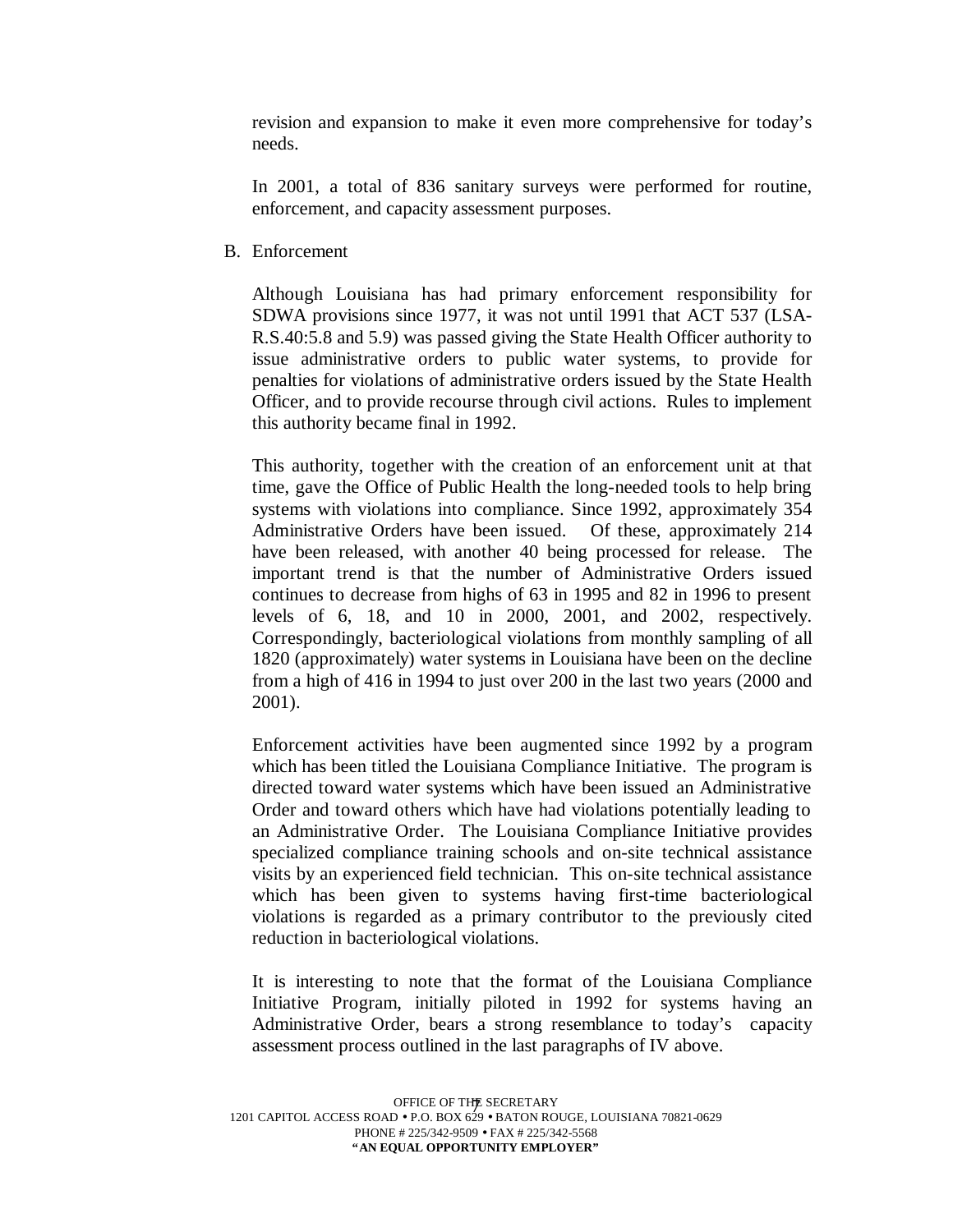revision and expansion to make it even more comprehensive for today's needs.

In 2001, a total of 836 sanitary surveys were performed for routine, enforcement, and capacity assessment purposes.

B. Enforcement

Although Louisiana has had primary enforcement responsibility for SDWA provisions since 1977, it was not until 1991 that ACT 537 (LSA-R.S.40:5.8 and 5.9) was passed giving the State Health Officer authority to issue administrative orders to public water systems, to provide for penalties for violations of administrative orders issued by the State Health Officer, and to provide recourse through civil actions. Rules to implement this authority became final in 1992.

This authority, together with the creation of an enforcement unit at that time, gave the Office of Public Health the long-needed tools to help bring systems with violations into compliance. Since 1992, approximately 354 Administrative Orders have been issued. Of these, approximately 214 have been released, with another 40 being processed for release. The important trend is that the number of Administrative Orders issued continues to decrease from highs of 63 in 1995 and 82 in 1996 to present levels of 6, 18, and 10 in 2000, 2001, and 2002, respectively. Correspondingly, bacteriological violations from monthly sampling of all 1820 (approximately) water systems in Louisiana have been on the decline from a high of 416 in 1994 to just over 200 in the last two years (2000 and 2001).

Enforcement activities have been augmented since 1992 by a program which has been titled the Louisiana Compliance Initiative. The program is directed toward water systems which have been issued an Administrative Order and toward others which have had violations potentially leading to an Administrative Order. The Louisiana Compliance Initiative provides specialized compliance training schools and on-site technical assistance visits by an experienced field technician. This on-site technical assistance which has been given to systems having first-time bacteriological violations is regarded as a primary contributor to the previously cited reduction in bacteriological violations.

It is interesting to note that the format of the Louisiana Compliance Initiative Program, initially piloted in 1992 for systems having an Administrative Order, bears a strong resemblance to today's capacity assessment process outlined in the last paragraphs of IV above.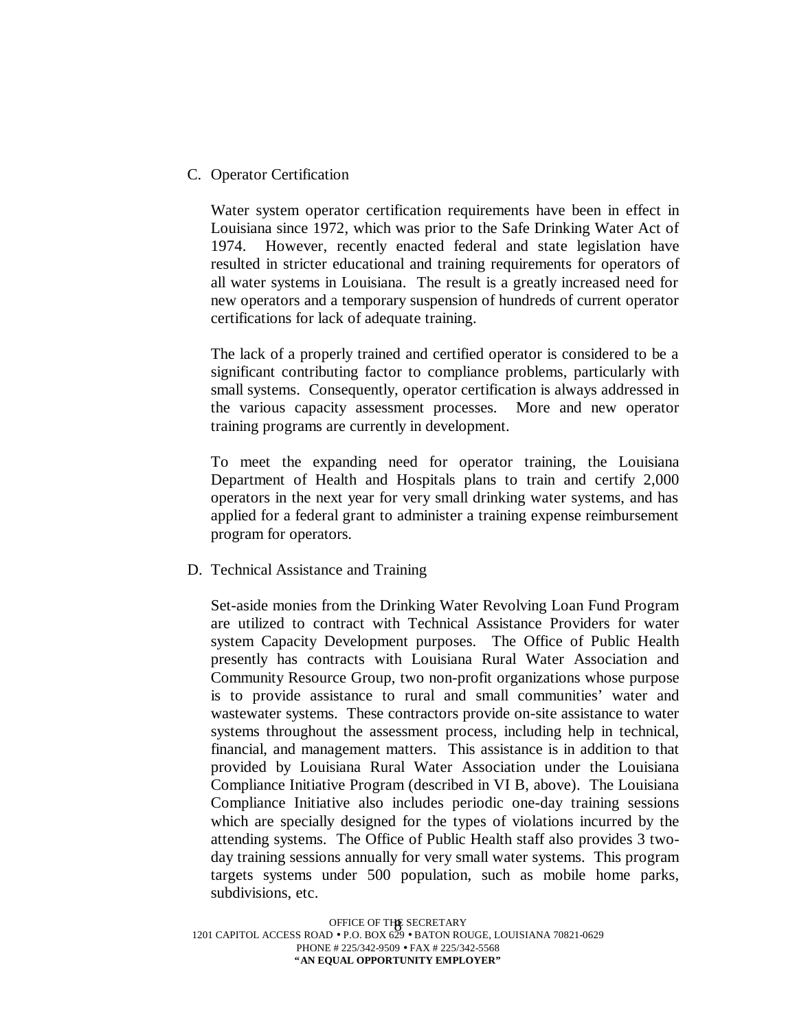C. Operator Certification

Water system operator certification requirements have been in effect in Louisiana since 1972, which was prior to the Safe Drinking Water Act of 1974. However, recently enacted federal and state legislation have resulted in stricter educational and training requirements for operators of all water systems in Louisiana. The result is a greatly increased need for new operators and a temporary suspension of hundreds of current operator certifications for lack of adequate training.

The lack of a properly trained and certified operator is considered to be a significant contributing factor to compliance problems, particularly with small systems. Consequently, operator certification is always addressed in the various capacity assessment processes. More and new operator training programs are currently in development.

To meet the expanding need for operator training, the Louisiana Department of Health and Hospitals plans to train and certify 2,000 operators in the next year for very small drinking water systems, and has applied for a federal grant to administer a training expense reimbursement program for operators.

D. Technical Assistance and Training

Set-aside monies from the Drinking Water Revolving Loan Fund Program are utilized to contract with Technical Assistance Providers for water system Capacity Development purposes. The Office of Public Health presently has contracts with Louisiana Rural Water Association and Community Resource Group, two non-profit organizations whose purpose is to provide assistance to rural and small communities' water and wastewater systems. These contractors provide on-site assistance to water systems throughout the assessment process, including help in technical, financial, and management matters. This assistance is in addition to that provided by Louisiana Rural Water Association under the Louisiana Compliance Initiative Program (described in VI B, above). The Louisiana Compliance Initiative also includes periodic one-day training sessions which are specially designed for the types of violations incurred by the attending systems. The Office of Public Health staff also provides 3 two-day training sessions annually for very small water systems. This program targets systems under 500 population, such as mobile home parks, subdivisions, etc.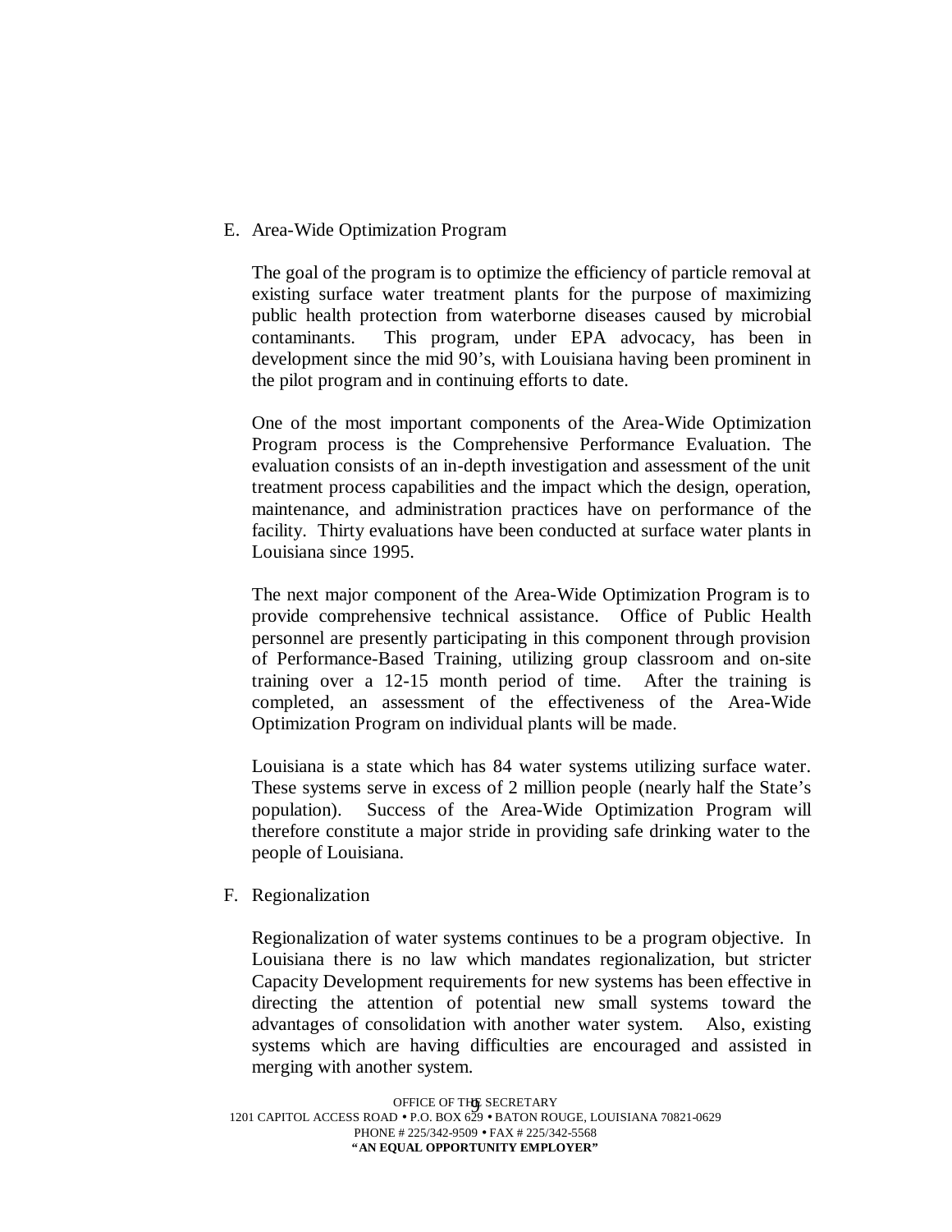E. Area-Wide Optimization Program

The goal of the program is to optimize the efficiency of particle removal at existing surface water treatment plants for the purpose of maximizing public health protection from waterborne diseases caused by microbial contaminants. This program, under EPA advocacy, has been in development since the mid 90's, with Louisiana having been prominent in the pilot program and in continuing efforts to date.

One of the most important components of the Area-Wide Optimization Program process is the Comprehensive Performance Evaluation. The evaluation consists of an in-depth investigation and assessment of the unit treatment process capabilities and the impact which the design, operation, maintenance, and administration practices have on performance of the facility. Thirty evaluations have been conducted at surface water plants in Louisiana since 1995.

The next major component of the Area-Wide Optimization Program is to provide comprehensive technical assistance. Office of Public Health personnel are presently participating in this component through provision of Performance-Based Training, utilizing group classroom and on-site training over a 12-15 month period of time. After the training is completed, an assessment of the effectiveness of the Area-Wide Optimization Program on individual plants will be made.

Louisiana is a state which has 84 water systems utilizing surface water. These systems serve in excess of 2 million people (nearly half the State's population). Success of the Area-Wide Optimization Program will therefore constitute a major stride in providing safe drinking water to the people of Louisiana.

F. Regionalization

Regionalization of water systems continues to be a program objective. In Louisiana there is no law which mandates regionalization, but stricter Capacity Development requirements for new systems has been effective in directing the attention of potential new small systems toward the advantages of consolidation with another water system. Also, existing systems which are having difficulties are encouraged and assisted in merging with another system.

OFFICE OF THE SECRETARY
1201 CAPITOL ACCESS ROAD • P.O. BOX 629 • BATON ROUGE, LOUISIANA 70821-0629
PHONE # 225/342-9509 • FAX # 225/342-5568
**"AN EQUAL OPPORTUNITY EMPLOYER"**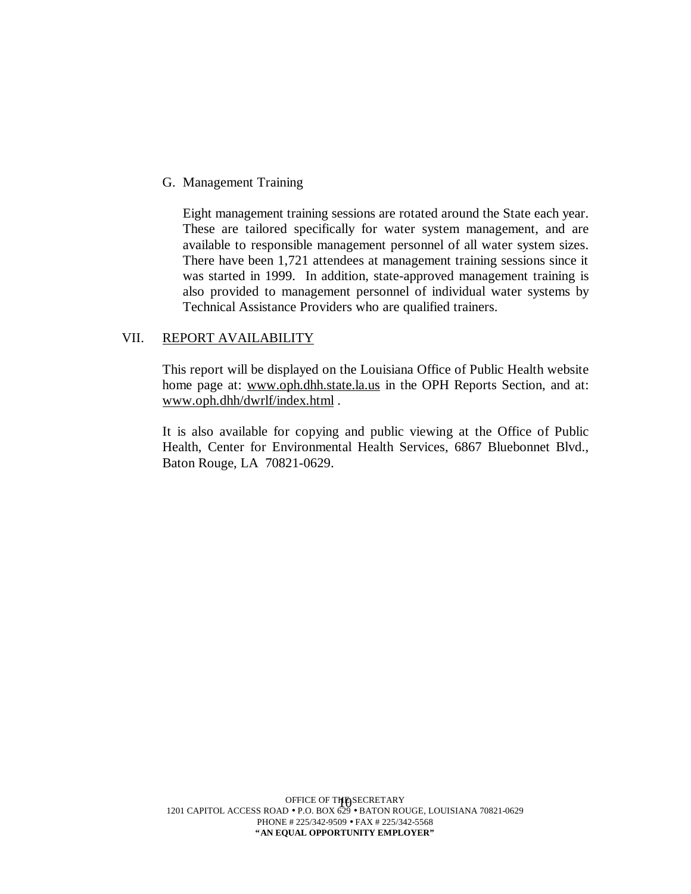G. Management Training

Eight management training sessions are rotated around the State each year. These are tailored specifically for water system management, and are available to responsible management personnel of all water system sizes. There have been 1,721 attendees at management training sessions since it was started in 1999. In addition, state-approved management training is also provided to management personnel of individual water systems by Technical Assistance Providers who are qualified trainers.

## VII. REPORT AVAILABILITY

This report will be displayed on the Louisiana Office of Public Health website home page at: www.oph.dhh.state.la.us in the OPH Reports Section, and at: www.oph.dhh/dwrlf/index.html .

It is also available for copying and public viewing at the Office of Public Health, Center for Environmental Health Services, 6867 Bluebonnet Blvd., Baton Rouge, LA 70821-0629.